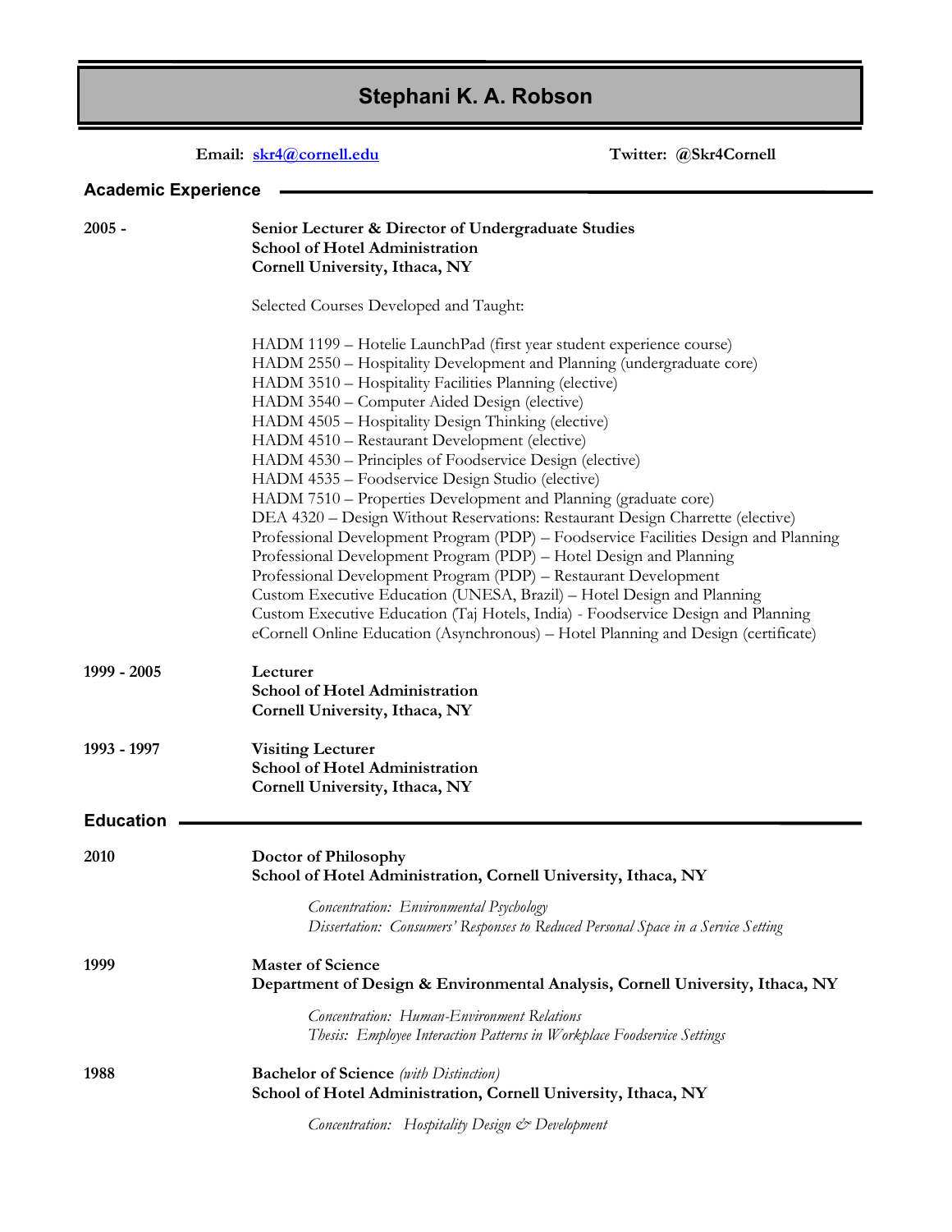# Stephani K. A. Robson

**Email:** [skr4@cornell.edu](mailto:skr4@cornell.edu) **Twitter:** @Skr4Cornell

## Academic Experience

**2005 -**

**Senior Lecturer & Director of Undergraduate Studies**
**School of Hotel Administration**
**Cornell University, Ithaca, NY**

Selected Courses Developed and Taught:

HADM 1199 – Hotelie LaunchPad (first year student experience course)
HADM 2550 – Hospitality Development and Planning (undergraduate core)
HADM 3510 – Hospitality Facilities Planning (elective)
HADM 3540 – Computer Aided Design (elective)
HADM 4505 – Hospitality Design Thinking (elective)
HADM 4510 – Restaurant Development (elective)
HADM 4530 – Principles of Foodservice Design (elective)
HADM 4535 – Foodservice Design Studio (elective)
HADM 7510 – Properties Development and Planning (graduate core)
DEA 4320 – Design Without Reservations: Restaurant Design Charrette (elective)
Professional Development Program (PDP) – Foodservice Facilities Design and Planning
Professional Development Program (PDP) – Hotel Design and Planning
Professional Development Program (PDP) – Restaurant Development
Custom Executive Education (UNESA, Brazil) – Hotel Design and Planning
Custom Executive Education (Taj Hotels, India) - Foodservice Design and Planning
eCornell Online Education (Asynchronous) – Hotel Planning and Design (certificate)

**1999 - 2005**

**Lecturer**
**School of Hotel Administration**
**Cornell University, Ithaca, NY**

**1993 - 1997**

**Visiting Lecturer**
**School of Hotel Administration**
**Cornell University, Ithaca, NY**

## Education

**2010**

**Doctor of Philosophy**
**School of Hotel Administration, Cornell University, Ithaca, NY**

*Concentration: Environmental Psychology*
*Dissertation: Consumers' Responses to Reduced Personal Space in a Service Setting*

**1999**

**Master of Science**
**Department of Design & Environmental Analysis, Cornell University, Ithaca, NY**

*Concentration: Human-Environment Relations*
*Thesis: Employee Interaction Patterns in Workplace Foodservice Settings*

**1988**

**Bachelor of Science** *(with Distinction)*
**School of Hotel Administration, Cornell University, Ithaca, NY**

*Concentration: Hospitality Design & Development*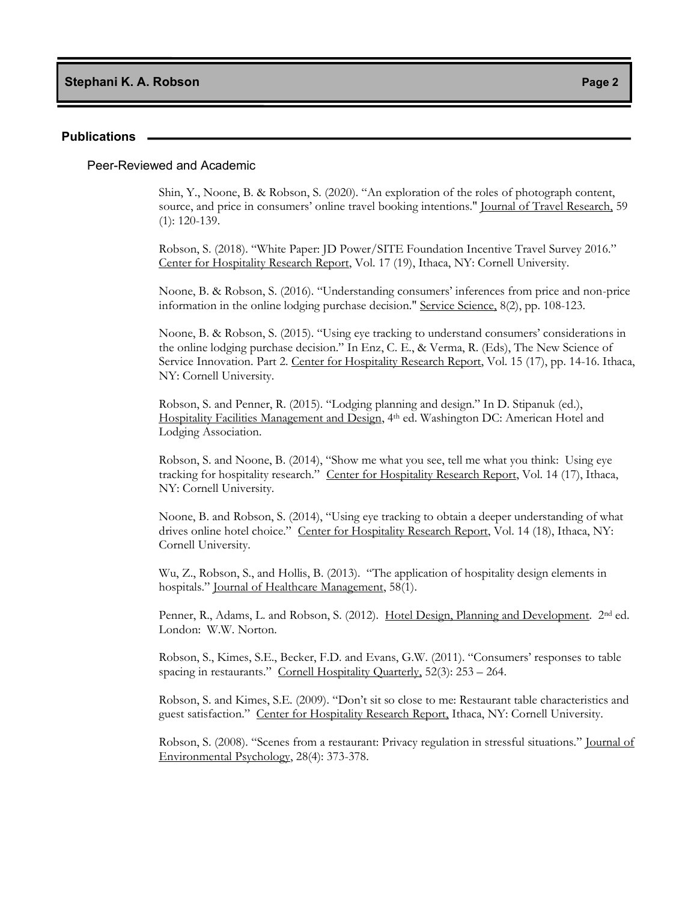## Publications

### Peer-Reviewed and Academic

Shin, Y., Noone, B. & Robson, S. (2020). "An exploration of the roles of photograph content, source, and price in consumers' online travel booking intentions." Journal of Travel Research, 59 (1): 120-139.

Robson, S. (2018). "White Paper: JD Power/SITE Foundation Incentive Travel Survey 2016." Center for Hospitality Research Report, Vol. 17 (19), Ithaca, NY: Cornell University.

Noone, B. & Robson, S. (2016). "Understanding consumers' inferences from price and non-price information in the online lodging purchase decision." Service Science, 8(2), pp. 108-123.

Noone, B. & Robson, S. (2015). "Using eye tracking to understand consumers' considerations in the online lodging purchase decision." In Enz, C. E., & Verma, R. (Eds), The New Science of Service Innovation. Part 2. Center for Hospitality Research Report, Vol. 15 (17), pp. 14-16. Ithaca, NY: Cornell University.

Robson, S. and Penner, R. (2015). "Lodging planning and design." In D. Stipanuk (ed.), Hospitality Facilities Management and Design, 4th ed. Washington DC: American Hotel and Lodging Association.

Robson, S. and Noone, B. (2014), "Show me what you see, tell me what you think: Using eye tracking for hospitality research." Center for Hospitality Research Report, Vol. 14 (17), Ithaca, NY: Cornell University.

Noone, B. and Robson, S. (2014), "Using eye tracking to obtain a deeper understanding of what drives online hotel choice." Center for Hospitality Research Report, Vol. 14 (18), Ithaca, NY: Cornell University.

Wu, Z., Robson, S., and Hollis, B. (2013). "The application of hospitality design elements in hospitals." Journal of Healthcare Management, 58(1).

Penner, R., Adams, L. and Robson, S. (2012). Hotel Design, Planning and Development. 2nd ed. London: W.W. Norton.

Robson, S., Kimes, S.E., Becker, F.D. and Evans, G.W. (2011). "Consumers' responses to table spacing in restaurants." Cornell Hospitality Quarterly, 52(3): 253 – 264.

Robson, S. and Kimes, S.E. (2009). "Don't sit so close to me: Restaurant table characteristics and guest satisfaction." Center for Hospitality Research Report, Ithaca, NY: Cornell University.

Robson, S. (2008). "Scenes from a restaurant: Privacy regulation in stressful situations." Journal of Environmental Psychology, 28(4): 373-378.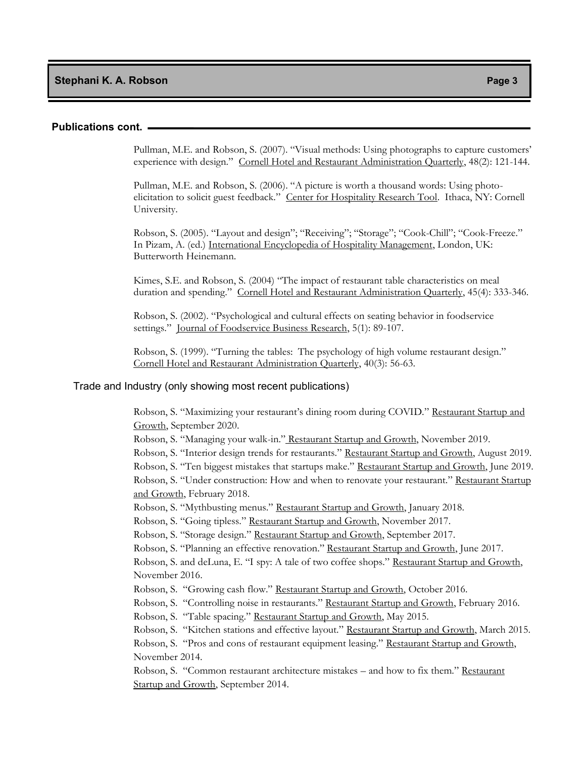## Publications cont.

Pullman, M.E. and Robson, S. (2007). "Visual methods: Using photographs to capture customers' experience with design." Cornell Hotel and Restaurant Administration Quarterly, 48(2): 121-144.

Pullman, M.E. and Robson, S. (2006). "A picture is worth a thousand words: Using photo-elicitation to solicit guest feedback." Center for Hospitality Research Tool. Ithaca, NY: Cornell University.

Robson, S. (2005). "Layout and design"; "Receiving"; "Storage"; "Cook-Chill"; "Cook-Freeze." In Pizam, A. (ed.) International Encyclopedia of Hospitality Management, London, UK: Butterworth Heinemann.

Kimes, S.E. and Robson, S. (2004) "The impact of restaurant table characteristics on meal duration and spending." Cornell Hotel and Restaurant Administration Quarterly, 45(4): 333-346.

Robson, S. (2002). "Psychological and cultural effects on seating behavior in foodservice settings." Journal of Foodservice Business Research, 5(1): 89-107.

Robson, S. (1999). "Turning the tables: The psychology of high volume restaurant design." Cornell Hotel and Restaurant Administration Quarterly, 40(3): 56-63.

### Trade and Industry (only showing most recent publications)

Robson, S. "Maximizing your restaurant's dining room during COVID." Restaurant Startup and Growth, September 2020.
Robson, S. "Managing your walk-in." Restaurant Startup and Growth, November 2019.
Robson, S. "Interior design trends for restaurants." Restaurant Startup and Growth, August 2019.
Robson, S. "Ten biggest mistakes that startups make." Restaurant Startup and Growth, June 2019.
Robson, S. "Under construction: How and when to renovate your restaurant." Restaurant Startup and Growth, February 2018.
Robson, S. "Mythbusting menus." Restaurant Startup and Growth, January 2018.
Robson, S. "Going tipless." Restaurant Startup and Growth, November 2017.
Robson, S. "Storage design." Restaurant Startup and Growth, September 2017.
Robson, S. "Planning an effective renovation." Restaurant Startup and Growth, June 2017.
Robson, S. and deLuna, E. "I spy: A tale of two coffee shops." Restaurant Startup and Growth, November 2016.
Robson, S. "Growing cash flow." Restaurant Startup and Growth, October 2016.
Robson, S. "Controlling noise in restaurants." Restaurant Startup and Growth, February 2016.
Robson, S. "Table spacing." Restaurant Startup and Growth, May 2015.
Robson, S. "Kitchen stations and effective layout." Restaurant Startup and Growth, March 2015.
Robson, S. "Pros and cons of restaurant equipment leasing." Restaurant Startup and Growth, November 2014.
Robson, S. "Common restaurant architecture mistakes – and how to fix them." Restaurant Startup and Growth, September 2014.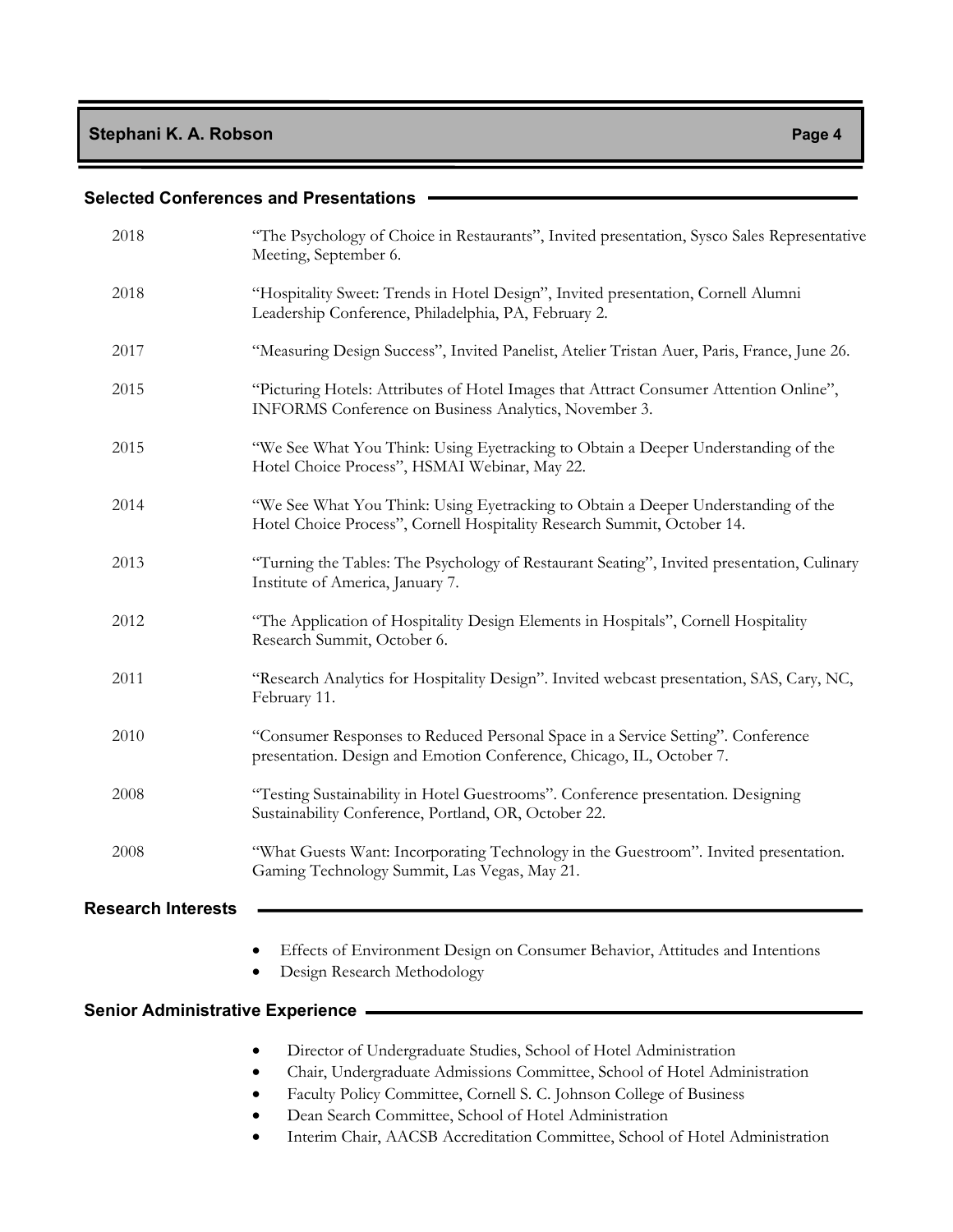## Selected Conferences and Presentations

| Year | Presentation |
|---|---|
| 2018 | "The Psychology of Choice in Restaurants", Invited presentation, Sysco Sales Representative Meeting, September 6. |
| 2018 | "Hospitality Sweet: Trends in Hotel Design", Invited presentation, Cornell Alumni Leadership Conference, Philadelphia, PA, February 2. |
| 2017 | "Measuring Design Success", Invited Panelist, Atelier Tristan Auer, Paris, France, June 26. |
| 2015 | "Picturing Hotels: Attributes of Hotel Images that Attract Consumer Attention Online", INFORMS Conference on Business Analytics, November 3. |
| 2015 | "We See What You Think: Using Eyetracking to Obtain a Deeper Understanding of the Hotel Choice Process", HSMAI Webinar, May 22. |
| 2014 | "We See What You Think: Using Eyetracking to Obtain a Deeper Understanding of the Hotel Choice Process", Cornell Hospitality Research Summit, October 14. |
| 2013 | "Turning the Tables: The Psychology of Restaurant Seating", Invited presentation, Culinary Institute of America, January 7. |
| 2012 | "The Application of Hospitality Design Elements in Hospitals", Cornell Hospitality Research Summit, October 6. |
| 2011 | "Research Analytics for Hospitality Design". Invited webcast presentation, SAS, Cary, NC, February 11. |
| 2010 | "Consumer Responses to Reduced Personal Space in a Service Setting". Conference presentation. Design and Emotion Conference, Chicago, IL, October 7. |
| 2008 | "Testing Sustainability in Hotel Guestrooms". Conference presentation. Designing Sustainability Conference, Portland, OR, October 22. |
| 2008 | "What Guests Want: Incorporating Technology in the Guestroom". Invited presentation. Gaming Technology Summit, Las Vegas, May 21. |

## Research Interests

- Effects of Environment Design on Consumer Behavior, Attitudes and Intentions
- Design Research Methodology

## Senior Administrative Experience

- Director of Undergraduate Studies, School of Hotel Administration
- Chair, Undergraduate Admissions Committee, School of Hotel Administration
- Faculty Policy Committee, Cornell S. C. Johnson College of Business
- Dean Search Committee, School of Hotel Administration
- Interim Chair, AACSB Accreditation Committee, School of Hotel Administration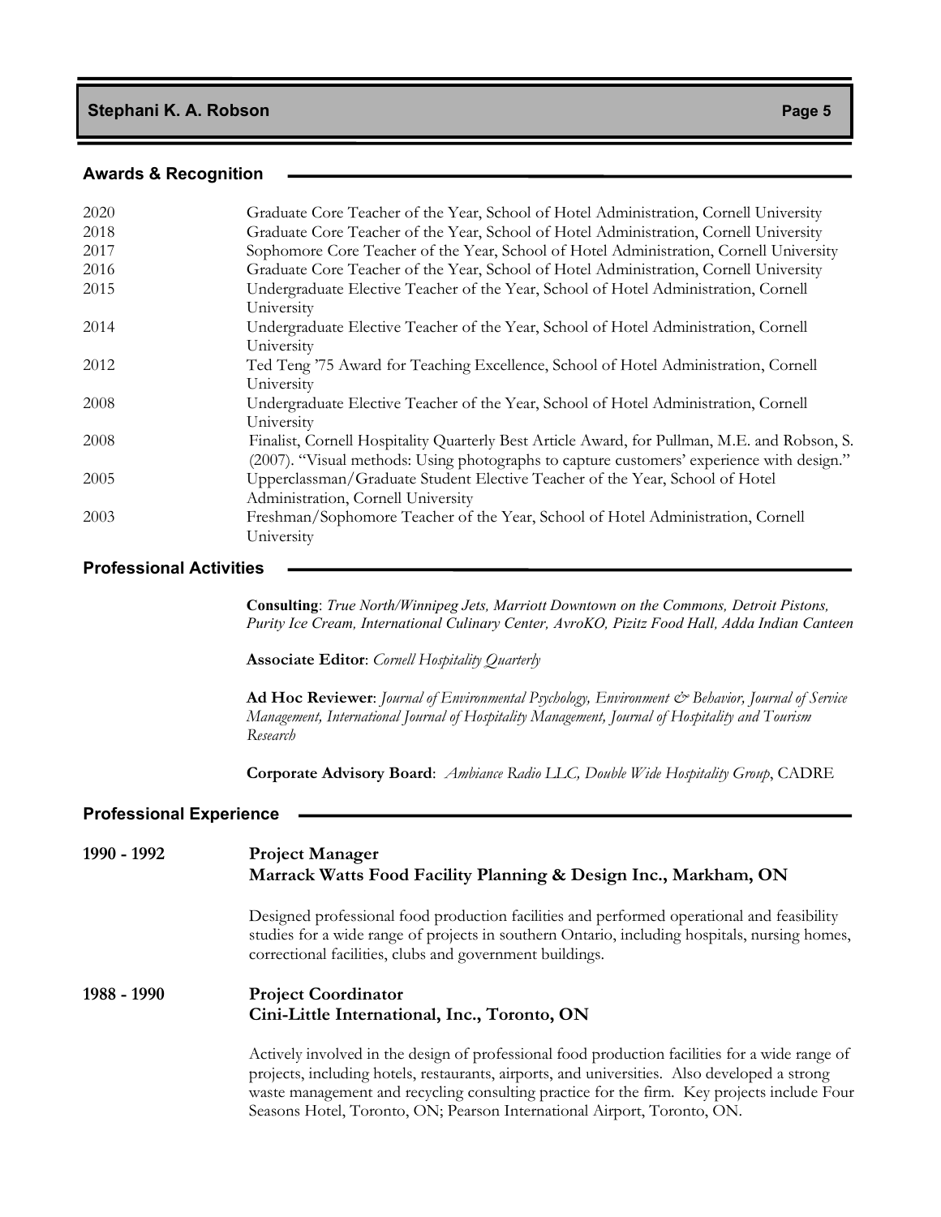## Awards & Recognition

| | |
|---|---|
| 2020 | Graduate Core Teacher of the Year, School of Hotel Administration, Cornell University |
| 2018 | Graduate Core Teacher of the Year, School of Hotel Administration, Cornell University |
| 2017 | Sophomore Core Teacher of the Year, School of Hotel Administration, Cornell University |
| 2016 | Graduate Core Teacher of the Year, School of Hotel Administration, Cornell University |
| 2015 | Undergraduate Elective Teacher of the Year, School of Hotel Administration, Cornell University |
| 2014 | Undergraduate Elective Teacher of the Year, School of Hotel Administration, Cornell University |
| 2012 | Ted Teng '75 Award for Teaching Excellence, School of Hotel Administration, Cornell University |
| 2008 | Undergraduate Elective Teacher of the Year, School of Hotel Administration, Cornell University |
| 2008 | Finalist, Cornell Hospitality Quarterly Best Article Award, for Pullman, M.E. and Robson, S. (2007). "Visual methods: Using photographs to capture customers' experience with design." |
| 2005 | Upperclassman/Graduate Student Elective Teacher of the Year, School of Hotel Administration, Cornell University |
| 2003 | Freshman/Sophomore Teacher of the Year, School of Hotel Administration, Cornell University |

## Professional Activities

**Consulting**: *True North/Winnipeg Jets, Marriott Downtown on the Commons, Detroit Pistons, Purity Ice Cream, International Culinary Center, AvroKO, Pizitz Food Hall, Adda Indian Canteen*

**Associate Editor**: *Cornell Hospitality Quarterly*

**Ad Hoc Reviewer**: *Journal of Environmental Psychology, Environment & Behavior, Journal of Service Management, International Journal of Hospitality Management, Journal of Hospitality and Tourism Research*

**Corporate Advisory Board**: *Ambiance Radio LLC, Double Wide Hospitality Group*, CADRE

## Professional Experience

**1990 - 1992** **Project Manager**
**Marrack Watts Food Facility Planning & Design Inc., Markham, ON**

Designed professional food production facilities and performed operational and feasibility studies for a wide range of projects in southern Ontario, including hospitals, nursing homes, correctional facilities, clubs and government buildings.

**1988 - 1990** **Project Coordinator**
**Cini-Little International, Inc., Toronto, ON**

Actively involved in the design of professional food production facilities for a wide range of projects, including hotels, restaurants, airports, and universities. Also developed a strong waste management and recycling consulting practice for the firm. Key projects include Four Seasons Hotel, Toronto, ON; Pearson International Airport, Toronto, ON.